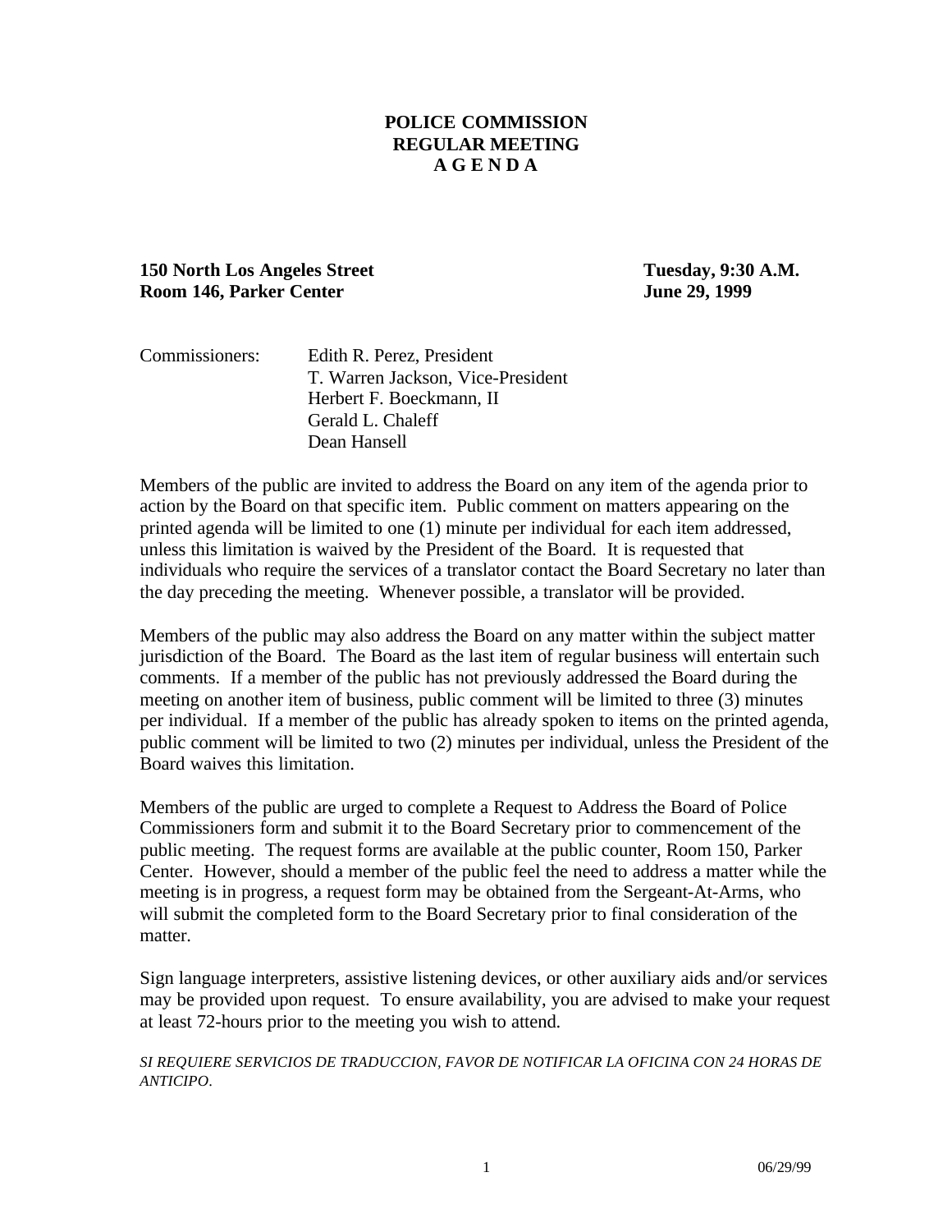# POLICE COMMISSION
# REGULAR MEETING
# A G E N D A

**150 North Los Angeles Street** **Tuesday, 9:30 A.M.**
**Room 146, Parker Center** **June 29, 1999**

Commissioners:
- Edith R. Perez, President
- T. Warren Jackson, Vice-President
- Herbert F. Boeckmann, II
- Gerald L. Chaleff
- Dean Hansell

Members of the public are invited to address the Board on any item of the agenda prior to action by the Board on that specific item. Public comment on matters appearing on the printed agenda will be limited to one (1) minute per individual for each item addressed, unless this limitation is waived by the President of the Board. It is requested that individuals who require the services of a translator contact the Board Secretary no later than the day preceding the meeting. Whenever possible, a translator will be provided.

Members of the public may also address the Board on any matter within the subject matter jurisdiction of the Board. The Board as the last item of regular business will entertain such comments. If a member of the public has not previously addressed the Board during the meeting on another item of business, public comment will be limited to three (3) minutes per individual. If a member of the public has already spoken to items on the printed agenda, public comment will be limited to two (2) minutes per individual, unless the President of the Board waives this limitation.

Members of the public are urged to complete a Request to Address the Board of Police Commissioners form and submit it to the Board Secretary prior to commencement of the public meeting. The request forms are available at the public counter, Room 150, Parker Center. However, should a member of the public feel the need to address a matter while the meeting is in progress, a request form may be obtained from the Sergeant-At-Arms, who will submit the completed form to the Board Secretary prior to final consideration of the matter.

Sign language interpreters, assistive listening devices, or other auxiliary aids and/or services may be provided upon request. To ensure availability, you are advised to make your request at least 72-hours prior to the meeting you wish to attend.

*SI REQUIERE SERVICIOS DE TRADUCCION, FAVOR DE NOTIFICAR LA OFICINA CON 24 HORAS DE ANTICIPO.*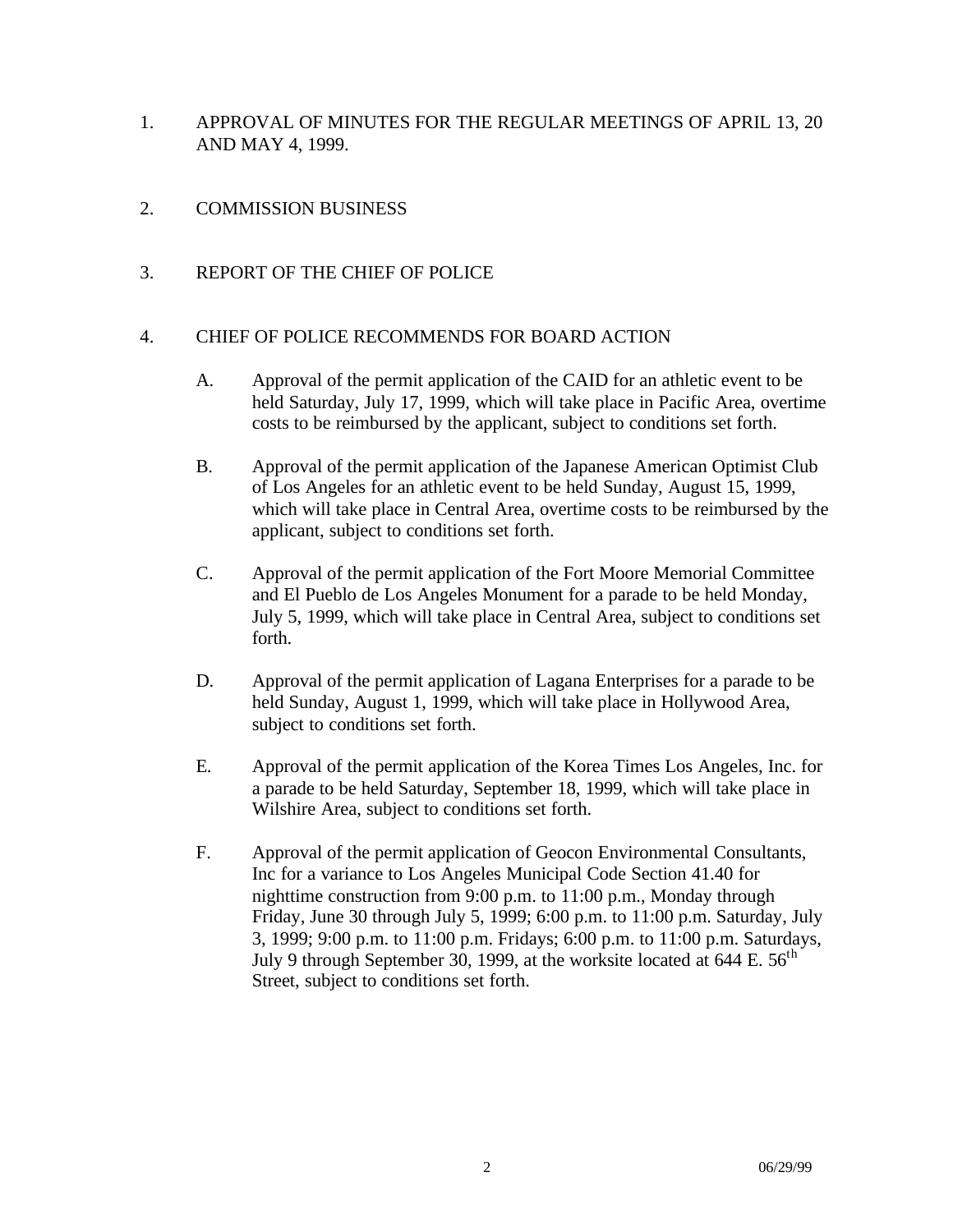1. APPROVAL OF MINUTES FOR THE REGULAR MEETINGS OF APRIL 13, 20 AND MAY 4, 1999.

2. COMMISSION BUSINESS

3. REPORT OF THE CHIEF OF POLICE

4. CHIEF OF POLICE RECOMMENDS FOR BOARD ACTION

   A. Approval of the permit application of the CAID for an athletic event to be held Saturday, July 17, 1999, which will take place in Pacific Area, overtime costs to be reimbursed by the applicant, subject to conditions set forth.

   B. Approval of the permit application of the Japanese American Optimist Club of Los Angeles for an athletic event to be held Sunday, August 15, 1999, which will take place in Central Area, overtime costs to be reimbursed by the applicant, subject to conditions set forth.

   C. Approval of the permit application of the Fort Moore Memorial Committee and El Pueblo de Los Angeles Monument for a parade to be held Monday, July 5, 1999, which will take place in Central Area, subject to conditions set forth.

   D. Approval of the permit application of Lagana Enterprises for a parade to be held Sunday, August 1, 1999, which will take place in Hollywood Area, subject to conditions set forth.

   E. Approval of the permit application of the Korea Times Los Angeles, Inc. for a parade to be held Saturday, September 18, 1999, which will take place in Wilshire Area, subject to conditions set forth.

   F. Approval of the permit application of Geocon Environmental Consultants, Inc for a variance to Los Angeles Municipal Code Section 41.40 for nighttime construction from 9:00 p.m. to 11:00 p.m., Monday through Friday, June 30 through July 5, 1999; 6:00 p.m. to 11:00 p.m. Saturday, July 3, 1999; 9:00 p.m. to 11:00 p.m. Fridays; 6:00 p.m. to 11:00 p.m. Saturdays, July 9 through September 30, 1999, at the worksite located at 644 E. 56th Street, subject to conditions set forth.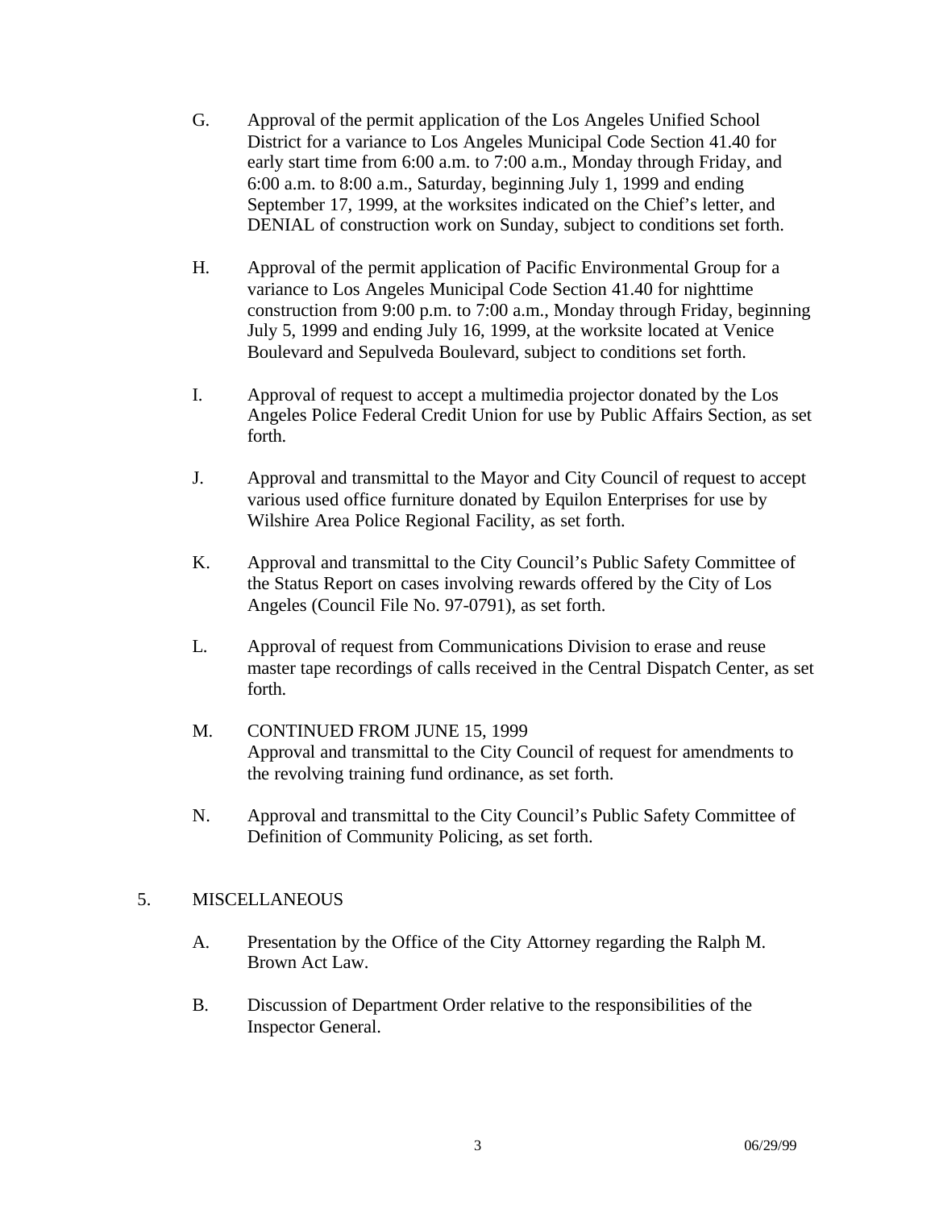G. Approval of the permit application of the Los Angeles Unified School District for a variance to Los Angeles Municipal Code Section 41.40 for early start time from 6:00 a.m. to 7:00 a.m., Monday through Friday, and 6:00 a.m. to 8:00 a.m., Saturday, beginning July 1, 1999 and ending September 17, 1999, at the worksites indicated on the Chief's letter, and DENIAL of construction work on Sunday, subject to conditions set forth.

H. Approval of the permit application of Pacific Environmental Group for a variance to Los Angeles Municipal Code Section 41.40 for nighttime construction from 9:00 p.m. to 7:00 a.m., Monday through Friday, beginning July 5, 1999 and ending July 16, 1999, at the worksite located at Venice Boulevard and Sepulveda Boulevard, subject to conditions set forth.

I. Approval of request to accept a multimedia projector donated by the Los Angeles Police Federal Credit Union for use by Public Affairs Section, as set forth.

J. Approval and transmittal to the Mayor and City Council of request to accept various used office furniture donated by Equilon Enterprises for use by Wilshire Area Police Regional Facility, as set forth.

K. Approval and transmittal to the City Council's Public Safety Committee of the Status Report on cases involving rewards offered by the City of Los Angeles (Council File No. 97-0791), as set forth.

L. Approval of request from Communications Division to erase and reuse master tape recordings of calls received in the Central Dispatch Center, as set forth.

M. CONTINUED FROM JUNE 15, 1999
Approval and transmittal to the City Council of request for amendments to the revolving training fund ordinance, as set forth.

N. Approval and transmittal to the City Council's Public Safety Committee of Definition of Community Policing, as set forth.

5. MISCELLANEOUS

A. Presentation by the Office of the City Attorney regarding the Ralph M. Brown Act Law.

B. Discussion of Department Order relative to the responsibilities of the Inspector General.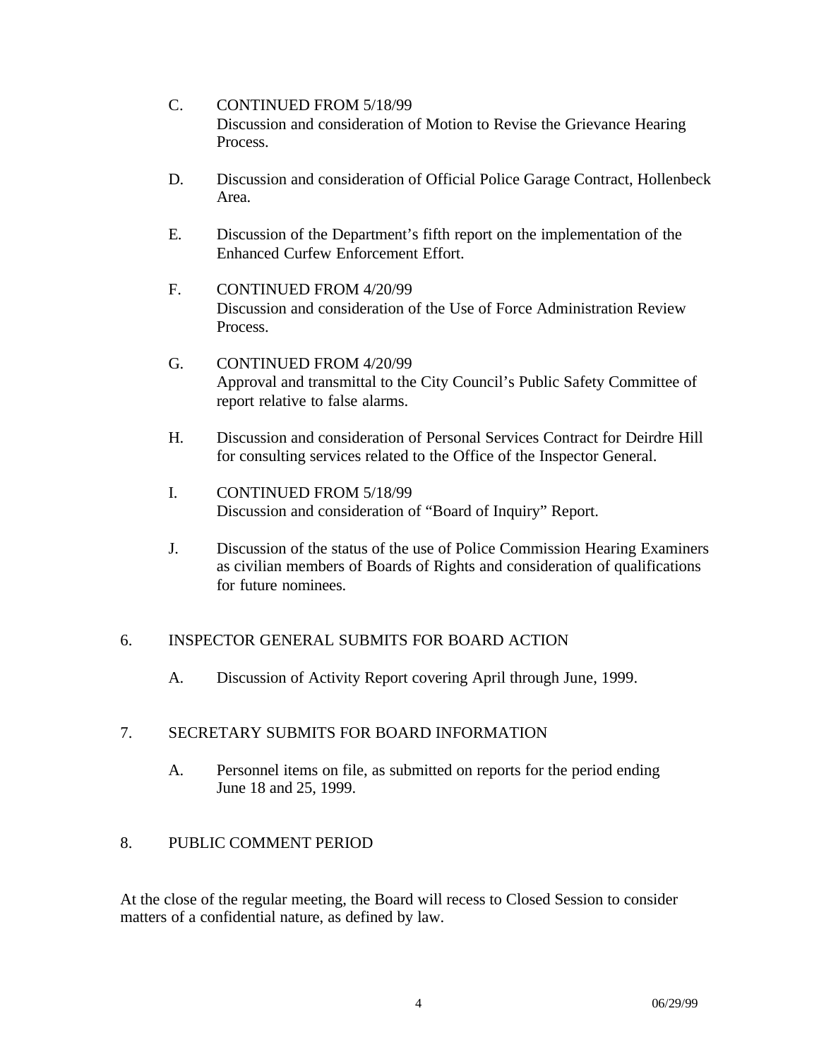C. CONTINUED FROM 5/18/99
Discussion and consideration of Motion to Revise the Grievance Hearing Process.

D. Discussion and consideration of Official Police Garage Contract, Hollenbeck Area.

E. Discussion of the Department's fifth report on the implementation of the Enhanced Curfew Enforcement Effort.

F. CONTINUED FROM 4/20/99
Discussion and consideration of the Use of Force Administration Review Process.

G. CONTINUED FROM 4/20/99
Approval and transmittal to the City Council's Public Safety Committee of report relative to false alarms.

H. Discussion and consideration of Personal Services Contract for Deirdre Hill for consulting services related to the Office of the Inspector General.

I. CONTINUED FROM 5/18/99
Discussion and consideration of "Board of Inquiry" Report.

J. Discussion of the status of the use of Police Commission Hearing Examiners as civilian members of Boards of Rights and consideration of qualifications for future nominees.

6. INSPECTOR GENERAL SUBMITS FOR BOARD ACTION

A. Discussion of Activity Report covering April through June, 1999.

7. SECRETARY SUBMITS FOR BOARD INFORMATION

A. Personnel items on file, as submitted on reports for the period ending June 18 and 25, 1999.

8. PUBLIC COMMENT PERIOD

At the close of the regular meeting, the Board will recess to Closed Session to consider matters of a confidential nature, as defined by law.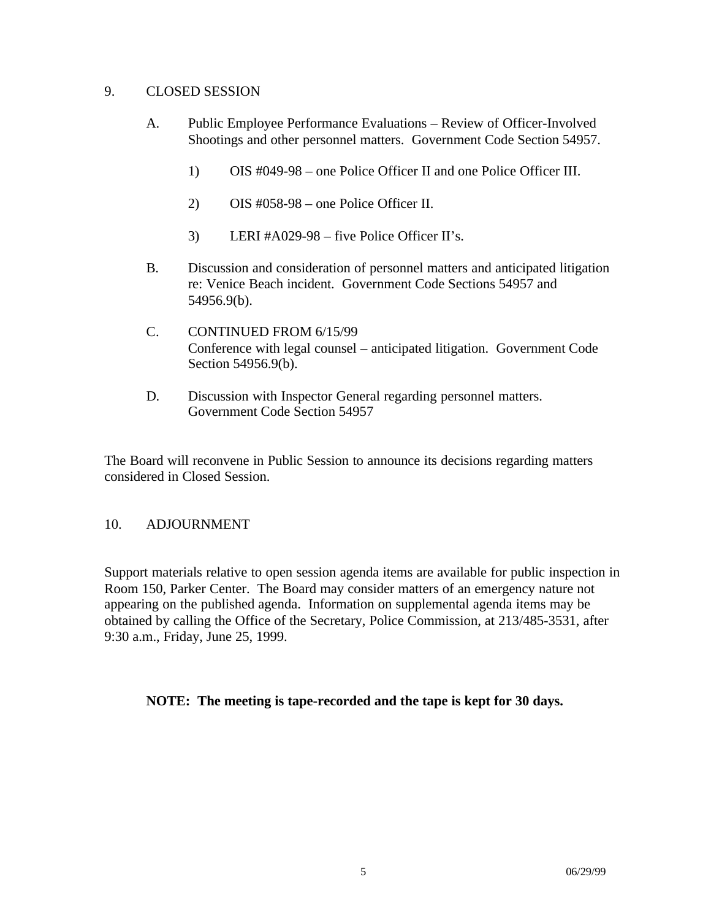9. CLOSED SESSION

A. Public Employee Performance Evaluations – Review of Officer-Involved Shootings and other personnel matters. Government Code Section 54957.

   1) OIS #049-98 – one Police Officer II and one Police Officer III.

   2) OIS #058-98 – one Police Officer II.

   3) LERI #A029-98 – five Police Officer II's.

B. Discussion and consideration of personnel matters and anticipated litigation re: Venice Beach incident. Government Code Sections 54957 and 54956.9(b).

C. CONTINUED FROM 6/15/99
   Conference with legal counsel – anticipated litigation. Government Code Section 54956.9(b).

D. Discussion with Inspector General regarding personnel matters. Government Code Section 54957

The Board will reconvene in Public Session to announce its decisions regarding matters considered in Closed Session.

10. ADJOURNMENT

Support materials relative to open session agenda items are available for public inspection in Room 150, Parker Center. The Board may consider matters of an emergency nature not appearing on the published agenda. Information on supplemental agenda items may be obtained by calling the Office of the Secretary, Police Commission, at 213/485-3531, after 9:30 a.m., Friday, June 25, 1999.

**NOTE: The meeting is tape-recorded and the tape is kept for 30 days.**